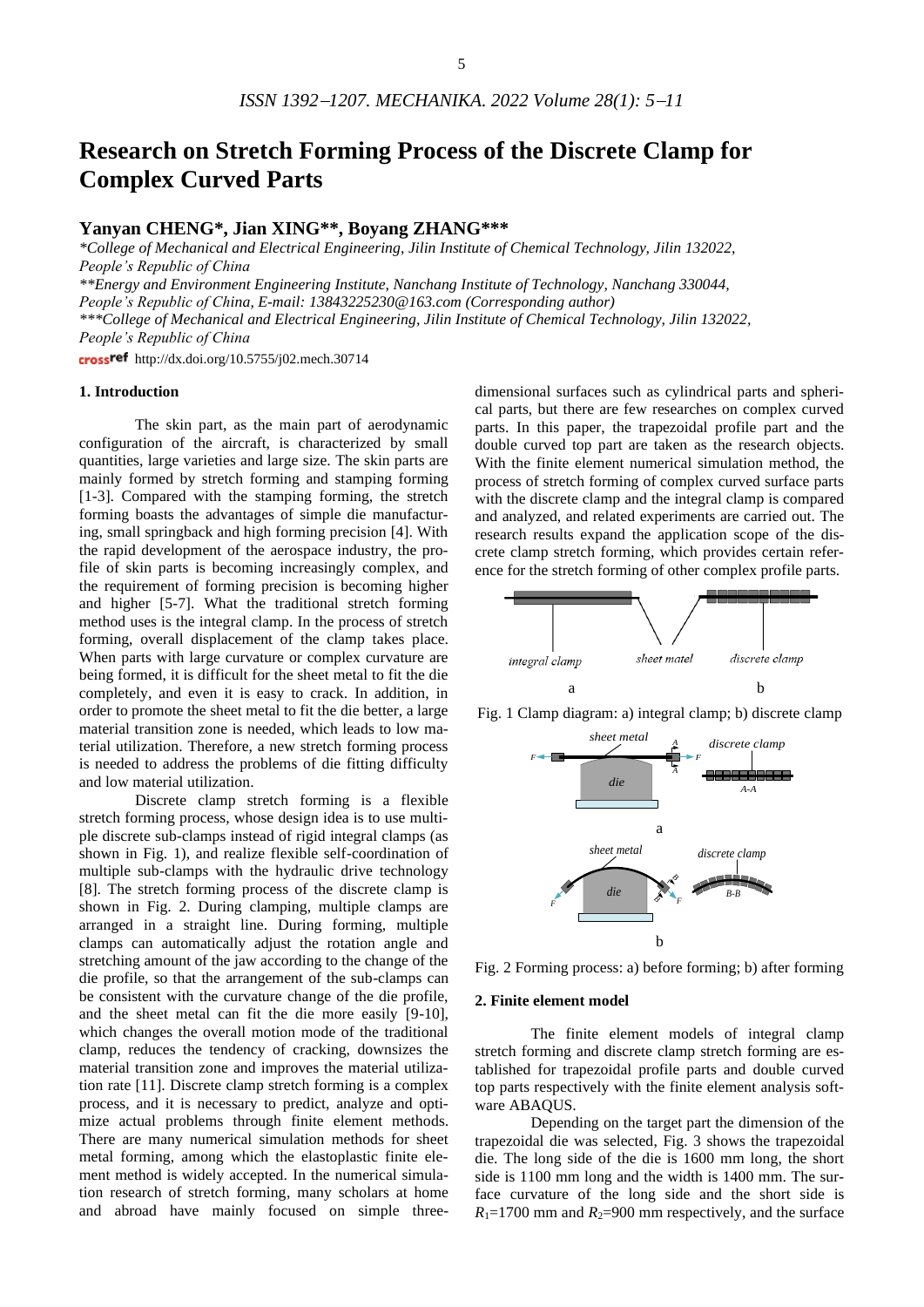# Research on Stretch Forming Process of the Discrete Clamp for Complex Curved Parts

## Yanyan CHENG*, Jian XING**, Boyang ZHANG***

*\*College of Mechanical and Electrical Engineering, Jilin Institute of Chemical Technology, Jilin 132022, People's Republic of China*

*\*\*Energy and Environment Engineering Institute, Nanchang Institute of Technology, Nanchang 330044, People's Republic of China, E-mail: 13843225230@163.com (Corresponding author)*

*\*\*\*College of Mechanical and Electrical Engineering, Jilin Institute of Chemical Technology, Jilin 132022, People's Republic of China*

crossref http://dx.doi.org/10.5755/j02.mech.30714

### 1. Introduction

The skin part, as the main part of aerodynamic configuration of the aircraft, is characterized by small quantities, large varieties and large size. The skin parts are mainly formed by stretch forming and stamping forming [1-3]. Compared with the stamping forming, the stretch forming boasts the advantages of simple die manufacturing, small springback and high forming precision [4]. With the rapid development of the aerospace industry, the profile of skin parts is becoming increasingly complex, and the requirement of forming precision is becoming higher and higher [5-7]. What the traditional stretch forming method uses is the integral clamp. In the process of stretch forming, overall displacement of the clamp takes place. When parts with large curvature or complex curvature are being formed, it is difficult for the sheet metal to fit the die completely, and even it is easy to crack. In addition, in order to promote the sheet metal to fit the die better, a large material transition zone is needed, which leads to low material utilization. Therefore, a new stretch forming process is needed to address the problems of die fitting difficulty and low material utilization.

Discrete clamp stretch forming is a flexible stretch forming process, whose design idea is to use multiple discrete sub-clamps instead of rigid integral clamps (as shown in Fig. 1), and realize flexible self-coordination of multiple sub-clamps with the hydraulic drive technology [8]. The stretch forming process of the discrete clamp is shown in Fig. 2. During clamping, multiple clamps are arranged in a straight line. During forming, multiple clamps can automatically adjust the rotation angle and stretching amount of the jaw according to the change of the die profile, so that the arrangement of the sub-clamps can be consistent with the curvature change of the die profile, and the sheet metal can fit the die more easily [9-10], which changes the overall motion mode of the traditional clamp, reduces the tendency of cracking, downsizes the material transition zone and improves the material utilization rate [11]. Discrete clamp stretch forming is a complex process, and it is necessary to predict, analyze and optimize actual problems through finite element methods. There are many numerical simulation methods for sheet metal forming, among which the elastoplastic finite element method is widely accepted. In the numerical simulation research of stretch forming, many scholars at home and abroad have mainly focused on simple three-dimensional surfaces such as cylindrical parts and spherical parts, but there are few researches on complex curved parts. In this paper, the trapezoidal profile part and the double curved top part are taken as the research objects. With the finite element numerical simulation method, the process of stretch forming of complex curved surface parts with the discrete clamp and the integral clamp is compared and analyzed, and related experiments are carried out. The research results expand the application scope of the discrete clamp stretch forming, which provides certain reference for the stretch forming of other complex profile parts.

integral clamp
sheet matel
discrete clamp
a
b

Fig. 1 Clamp diagram: a) integral clamp; b) discrete clamp

sheet metal
discrete clamp
F
F
A
A
die
A-A
a
sheet metal
discrete clamp
F
F
die
B-B
b

Fig. 2 Forming process: a) before forming; b) after forming

### 2. Finite element model

The finite element models of integral clamp stretch forming and discrete clamp stretch forming are established for trapezoidal profile parts and double curved top parts respectively with the finite element analysis software ABAQUS.

Depending on the target part the dimension of the trapezoidal die was selected, Fig. 3 shows the trapezoidal die. The long side of the die is 1600 mm long, the short side is 1100 mm long and the width is 1400 mm. The surface curvature of the long side and the short side is $R_1$=1700 mm and $R_2$=900 mm respectively, and the surface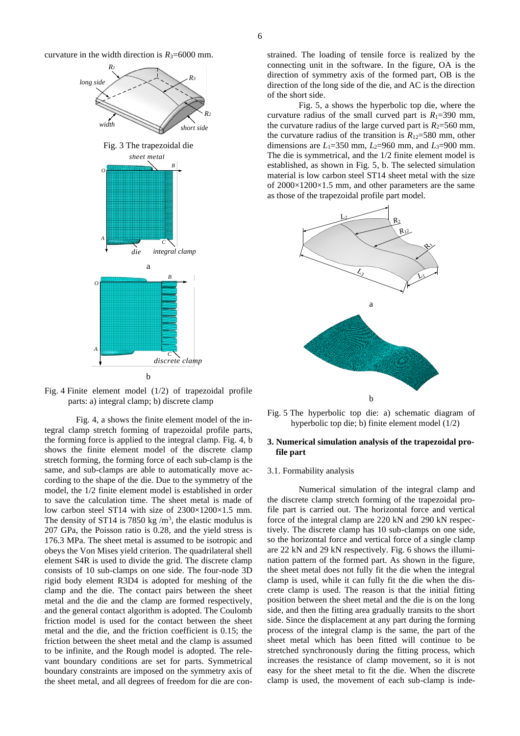curvature in the width direction is $R_3$=6000 mm.

$R_1$

long side

$R_3$

$R_2$

width

short side

Fig. 3 The trapezoidal die

sheet metal

O B

A C

die integral clamp

a

O B

A C

discrete clamp

b

Fig. 4 Finite element model (1/2) of trapezoidal profile parts: a) integral clamp; b) discrete clamp

Fig. 4, a shows the finite element model of the integral clamp stretch forming of trapezoidal profile parts, the forming force is applied to the integral clamp. Fig. 4, b shows the finite element model of the discrete clamp stretch forming, the forming force of each sub-clamp is the same, and sub-clamps are able to automatically move according to the shape of the die. Due to the symmetry of the model, the 1/2 finite element model is established in order to save the calculation time. The sheet metal is made of low carbon steel ST14 with size of 2300×1200×1.5 mm. The density of ST14 is 7850 kg /m$^3$, the elastic modulus is 207 GPa, the Poisson ratio is 0.28, and the yield stress is 176.3 MPa. The sheet metal is assumed to be isotropic and obeys the Von Mises yield criterion. The quadrilateral shell element S4R is used to divide the grid. The discrete clamp consists of 10 sub-clamps on one side. The four-node 3D rigid body element R3D4 is adopted for meshing of the clamp and the die. The contact pairs between the sheet metal and the die and the clamp are formed respectively, and the general contact algorithm is adopted. The Coulomb friction model is used for the contact between the sheet metal and the die, and the friction coefficient is 0.15; the friction between the sheet metal and the clamp is assumed to be infinite, and the Rough model is adopted. The relevant boundary conditions are set for parts. Symmetrical boundary constraints are imposed on the symmetry axis of the sheet metal, and all degrees of freedom for die are constrained. The loading of tensile force is realized by the connecting unit in the software. In the figure, OA is the direction of symmetry axis of the formed part, OB is the direction of the long side of the die, and AC is the direction of the short side.

Fig. 5, a shows the hyperbolic top die, where the curvature radius of the small curved part is $R_1$=390 mm, the curvature radius of the large curved part is $R_2$=560 mm, the curvature radius of the transition is $R_{12}$=580 mm, other dimensions are $L_1$=350 mm, $L_2$=960 mm, and $L_3$=900 mm. The die is symmetrical, and the 1/2 finite element model is established, as shown in Fig. 5, b. The selected simulation material is low carbon steel ST14 sheet metal with the size of 2000×1200×1.5 mm, and other parameters are the same as those of the trapezoidal profile part model.

$L_2$ $R_2$ $R_{12}$ $R_1$ $L_3$ $L_1$

a

b

Fig. 5 The hyperbolic top die: a) schematic diagram of hyperbolic top die; b) finite element model (1/2)

## 3. Numerical simulation analysis of the trapezoidal profile part

### 3.1. Formability analysis

Numerical simulation of the integral clamp and the discrete clamp stretch forming of the trapezoidal profile part is carried out. The horizontal force and vertical force of the integral clamp are 220 kN and 290 kN respectively. The discrete clamp has 10 sub-clamps on one side, so the horizontal force and vertical force of a single clamp are 22 kN and 29 kN respectively. Fig. 6 shows the illumination pattern of the formed part. As shown in the figure, the sheet metal does not fully fit the die when the integral clamp is used, while it can fully fit the die when the discrete clamp is used. The reason is that the initial fitting position between the sheet metal and the die is on the long side, and then the fitting area gradually transits to the short side. Since the displacement at any part during the forming process of the integral clamp is the same, the part of the sheet metal which has been fitted will continue to be stretched synchronously during the fitting process, which increases the resistance of clamp movement, so it is not easy for the sheet metal to fit the die. When the discrete clamp is used, the movement of each sub-clamp is inde-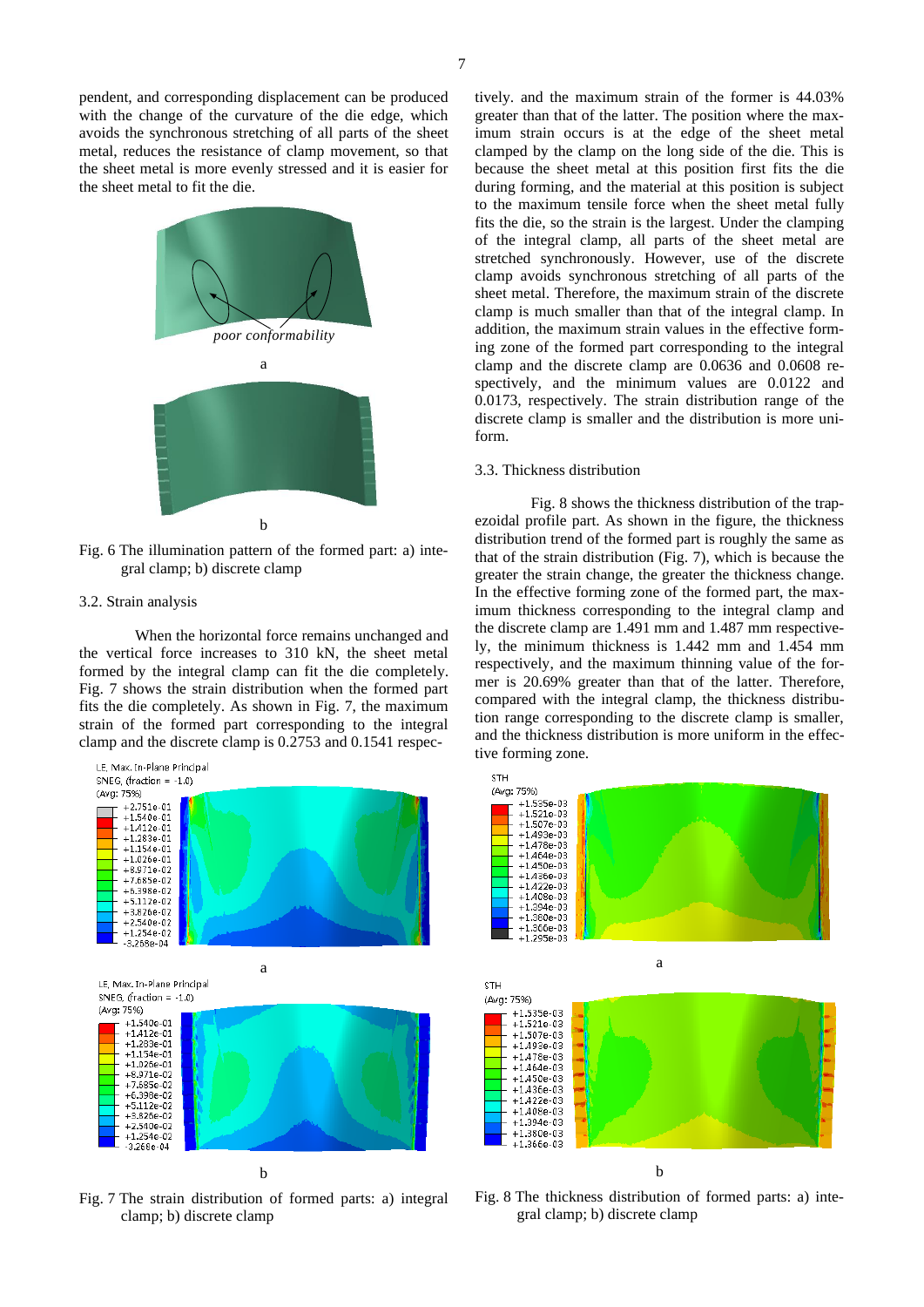pendent, and corresponding displacement can be produced with the change of the curvature of the die edge, which avoids the synchronous stretching of all parts of the sheet metal, reduces the resistance of clamp movement, so that the sheet metal is more evenly stressed and it is easier for the sheet metal to fit the die.

poor conformability

a

b

Fig. 6 The illumination pattern of the formed part: a) integral clamp; b) discrete clamp

### 3.2. Strain analysis

When the horizontal force remains unchanged and the vertical force increases to 310 kN, the sheet metal formed by the integral clamp can fit the die completely. Fig. 7 shows the strain distribution when the formed part fits the die completely. As shown in Fig. 7, the maximum strain of the formed part corresponding to the integral clamp and the discrete clamp is 0.2753 and 0.1541 respectively. and the maximum strain of the former is 44.03% greater than that of the latter. The position where the maximum strain occurs is at the edge of the sheet metal clamped by the clamp on the long side of the die. This is because the sheet metal at this position first fits the die during forming, and the material at this position is subject to the maximum tensile force when the sheet metal fully fits the die, so the strain is the largest. Under the clamping of the integral clamp, all parts of the sheet metal are stretched synchronously. However, use of the discrete clamp avoids synchronous stretching of all parts of the sheet metal. Therefore, the maximum strain of the discrete clamp is much smaller than that of the integral clamp. In addition, the maximum strain values in the effective forming zone of the formed part corresponding to the integral clamp and the discrete clamp are 0.0636 and 0.0608 respectively, and the minimum values are 0.0122 and 0.0173, respectively. The strain distribution range of the discrete clamp is smaller and the distribution is more uniform.

LE, Max. In-Plane Principal
SNEG, (fraction = -1.0)
(Avg: 75%)
+2.751e-01
+1.540e-01
+1.412e-01
+1.283e-01
+1.154e-01
+1.026e-01
+8.971e-02
+7.685e-02
+6.398e-02
+5.112e-02
+3.826e-02
+2.540e-02
+1.254e-02
-3.268e-04

a

LE, Max. In-Plane Principal
SNEG, (fraction = -1.0)
(Avg: 75%)
+1.540e-01
+1.412e-01
+1.283e-01
+1.154e-01
+1.026e-01
+8.971e-02
+7.685e-02
+6.398e-02
+5.112e-02
+3.826e-02
+2.540e-02
+1.254e-02
-3.268e-04

b

Fig. 7 The strain distribution of formed parts: a) integral clamp; b) discrete clamp

### 3.3. Thickness distribution

Fig. 8 shows the thickness distribution of the trapezoidal profile part. As shown in the figure, the thickness distribution trend of the formed part is roughly the same as that of the strain distribution (Fig. 7), which is because the greater the strain change, the greater the thickness change. In the effective forming zone of the formed part, the maximum thickness corresponding to the integral clamp and the discrete clamp are 1.491 mm and 1.487 mm respectively, the minimum thickness is 1.442 mm and 1.454 mm respectively, and the maximum thinning value of the former is 20.69% greater than that of the latter. Therefore, compared with the integral clamp, the thickness distribution range corresponding to the discrete clamp is smaller, and the thickness distribution is more uniform in the effective forming zone.

STH
(Avg: 75%)
+1.535e-03
+1.521e-03
+1.507e-03
+1.493e-03
+1.478e-03
+1.464e-03
+1.450e-03
+1.436e-03
+1.422e-03
+1.408e-03
+1.394e-03
+1.380e-03
+1.366e-03
+1.295e-03

a

STH
(Avg: 75%)
+1.535e-03
+1.521e-03
+1.507e-03
+1.493e-03
+1.478e-03
+1.464e-03
+1.450e-03
+1.436e-03
+1.422e-03
+1.408e-03
+1.394e-03
+1.380e-03
+1.366e-03

b

Fig. 8 The thickness distribution of formed parts: a) integral clamp; b) discrete clamp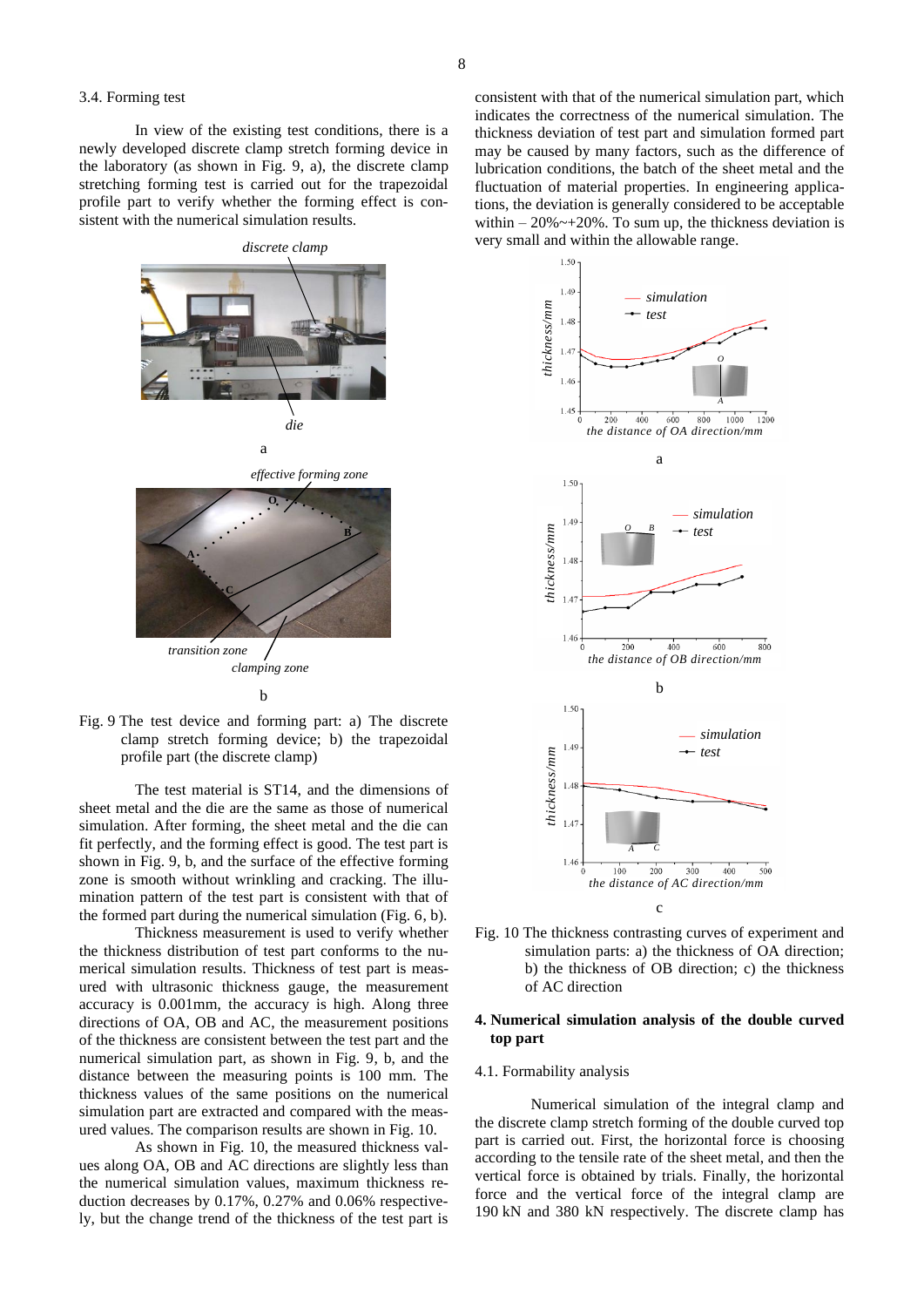### 3.4. Forming test

In view of the existing test conditions, there is a newly developed discrete clamp stretch forming device in the laboratory (as shown in Fig. 9, a), the discrete clamp stretching forming test is carried out for the trapezoidal profile part to verify whether the forming effect is consistent with the numerical simulation results.

discrete clamp

die

a

effective forming zone

O

B

A

C

transition zone

clamping zone

b

Fig. 9 The test device and forming part: a) The discrete clamp stretch forming device; b) the trapezoidal profile part (the discrete clamp)

The test material is ST14, and the dimensions of sheet metal and the die are the same as those of numerical simulation. After forming, the sheet metal and the die can fit perfectly, and the forming effect is good. The test part is shown in Fig. 9, b, and the surface of the effective forming zone is smooth without wrinkling and cracking. The illumination pattern of the test part is consistent with that of the formed part during the numerical simulation (Fig. 6, b).

Thickness measurement is used to verify whether the thickness distribution of test part conforms to the numerical simulation results. Thickness of test part is measured with ultrasonic thickness gauge, the measurement accuracy is 0.001mm, the accuracy is high. Along three directions of OA, OB and AC, the measurement positions of the thickness are consistent between the test part and the numerical simulation part, as shown in Fig. 9, b, and the distance between the measuring points is 100 mm. The thickness values of the same positions on the numerical simulation part are extracted and compared with the measured values. The comparison results are shown in Fig. 10.

As shown in Fig. 10, the measured thickness values along OA, OB and AC directions are slightly less than the numerical simulation values, maximum thickness reduction decreases by 0.17%, 0.27% and 0.06% respectively, but the change trend of the thickness of the test part is consistent with that of the numerical simulation part, which indicates the correctness of the numerical simulation. The thickness deviation of test part and simulation formed part may be caused by many factors, such as the difference of lubrication conditions, the batch of the sheet metal and the fluctuation of material properties. In engineering applications, the deviation is generally considered to be acceptable within – 20%~+20%. To sum up, the thickness deviation is very small and within the allowable range.

thickness/mm

simulation

test

O

A

the distance of OA direction/mm

a

thickness/mm

simulation

test

O B

the distance of OB direction/mm

b

thickness/mm

simulation

test

A C

the distance of AC direction/mm

c

Fig. 10 The thickness contrasting curves of experiment and simulation parts: a) the thickness of OA direction; b) the thickness of OB direction; c) the thickness of AC direction

## 4. Numerical simulation analysis of the double curved top part

### 4.1. Formability analysis

Numerical simulation of the integral clamp and the discrete clamp stretch forming of the double curved top part is carried out. First, the horizontal force is choosing according to the tensile rate of the sheet metal, and then the vertical force is obtained by trials. Finally, the horizontal force and the vertical force of the integral clamp are 190 kN and 380 kN respectively. The discrete clamp has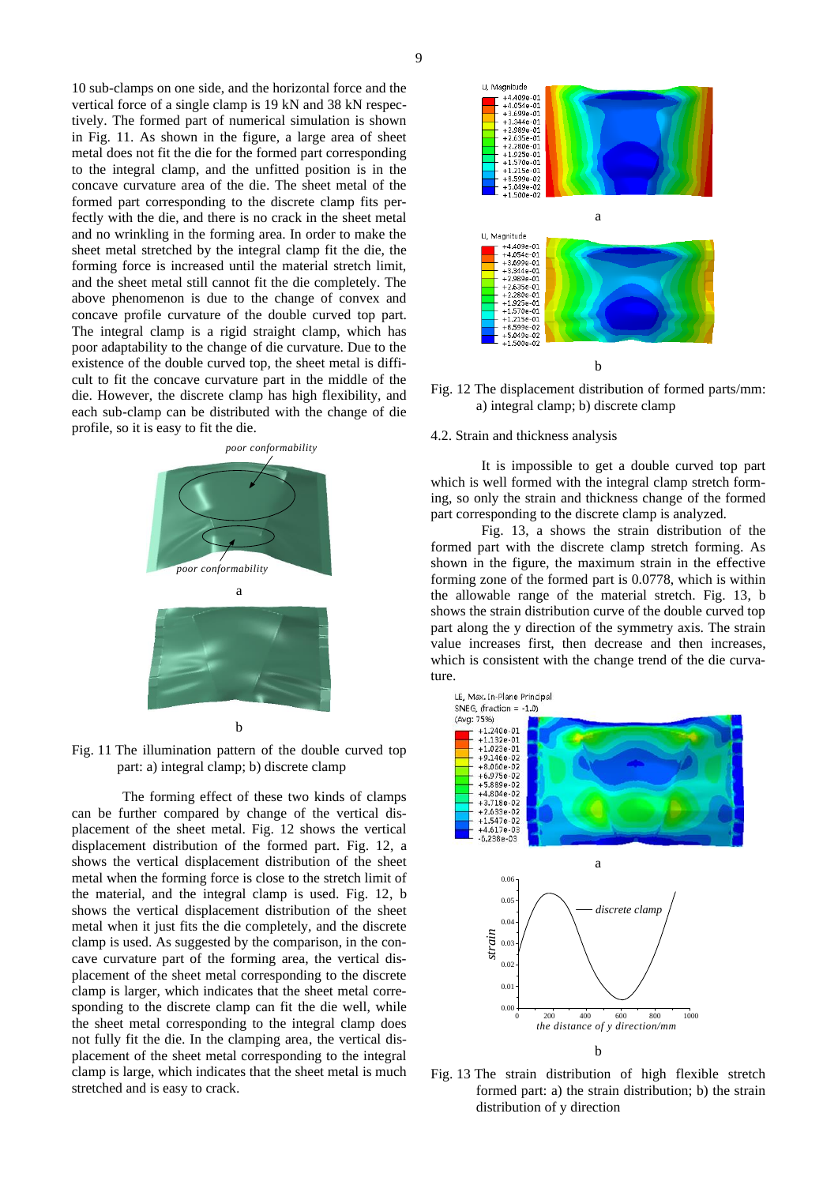10 sub-clamps on one side, and the horizontal force and the vertical force of a single clamp is 19 kN and 38 kN respectively. The formed part of numerical simulation is shown in Fig. 11. As shown in the figure, a large area of sheet metal does not fit the die for the formed part corresponding to the integral clamp, and the unfitted position is in the concave curvature area of the die. The sheet metal of the formed part corresponding to the discrete clamp fits perfectly with the die, and there is no crack in the sheet metal and no wrinkling in the forming area. In order to make the sheet metal stretched by the integral clamp fit the die, the forming force is increased until the material stretch limit, and the sheet metal still cannot fit the die completely. The above phenomenon is due to the change of convex and concave profile curvature of the double curved top part. The integral clamp is a rigid straight clamp, which has poor adaptability to the change of die curvature. Due to the existence of the double curved top, the sheet metal is difficult to fit the concave curvature part in the middle of the die. However, the discrete clamp has high flexibility, and each sub-clamp can be distributed with the change of die profile, so it is easy to fit the die.

Fig. 11 The illumination pattern of the double curved top part: a) integral clamp; b) discrete clamp

The forming effect of these two kinds of clamps can be further compared by change of the vertical displacement of the sheet metal. Fig. 12 shows the vertical displacement distribution of the formed part. Fig. 12, a shows the vertical displacement distribution of the sheet metal when the forming force is close to the stretch limit of the material, and the integral clamp is used. Fig. 12, b shows the vertical displacement distribution of the sheet metal when it just fits the die completely, and the discrete clamp is used. As suggested by the comparison, in the concave curvature part of the forming area, the vertical displacement of the sheet metal corresponding to the discrete clamp is larger, which indicates that the sheet metal corresponding to the discrete clamp can fit the die well, while the sheet metal corresponding to the integral clamp does not fully fit the die. In the clamping area, the vertical displacement of the sheet metal corresponding to the integral clamp is large, which indicates that the sheet metal is much stretched and is easy to crack.

Fig. 12 The displacement distribution of formed parts/mm: a) integral clamp; b) discrete clamp

### 4.2. Strain and thickness analysis

It is impossible to get a double curved top part which is well formed with the integral clamp stretch forming, so only the strain and thickness change of the formed part corresponding to the discrete clamp is analyzed.

Fig. 13, a shows the strain distribution of the formed part with the discrete clamp stretch forming. As shown in the figure, the maximum strain in the effective forming zone of the formed part is 0.0778, which is within the allowable range of the material stretch. Fig. 13, b shows the strain distribution curve of the double curved top part along the y direction of the symmetry axis. The strain value increases first, then decrease and then increases, which is consistent with the change trend of the die curvature.

Fig. 13 The strain distribution of high flexible stretch formed part: a) the strain distribution; b) the strain distribution of y direction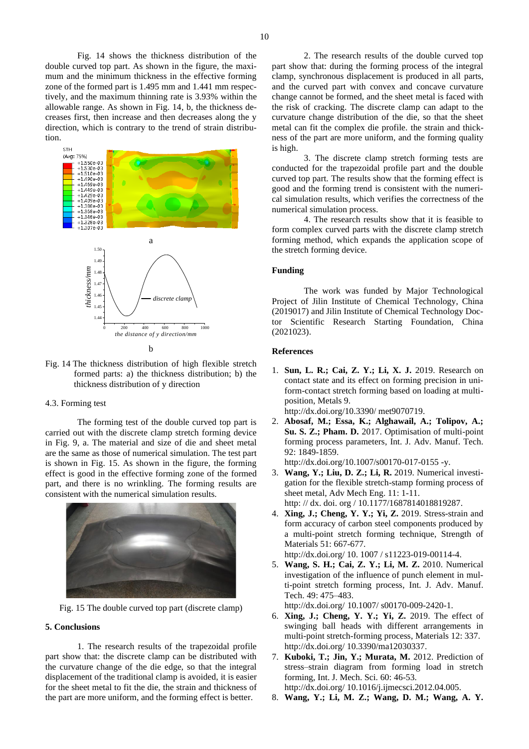Fig. 14 shows the thickness distribution of the double curved top part. As shown in the figure, the maximum and the minimum thickness in the effective forming zone of the formed part is 1.495 mm and 1.441 mm respectively, and the maximum thinning rate is 3.93% within the allowable range. As shown in Fig. 14, b, the thickness decreases first, then increase and then decreases along the y direction, which is contrary to the trend of strain distribution.

STH
(Avg: 75%)
+1.550e-03
+1.530e-03
+1.510e-03
+1.490e-03
+1.469e-03
+1.449e-03
+1.429e-03
+1.409e-03
+1.388e-03
+1.368e-03
+1.348e-03
+1.328e-03
+1.307e-03

a

thickness/mm
1.50
1.49
1.48
1.47
1.46
1.45
1.44
0 200 400 600 800 1000
the distance of y direction/mm
discrete clamp

b

Fig. 14 The thickness distribution of high flexible stretch formed parts: a) the thickness distribution; b) the thickness distribution of y direction

4.3. Forming test

The forming test of the double curved top part is carried out with the discrete clamp stretch forming device in Fig. 9, a. The material and size of die and sheet metal are the same as those of numerical simulation. The test part is shown in Fig. 15. As shown in the figure, the forming effect is good in the effective forming zone of the formed part, and there is no wrinkling. The forming results are consistent with the numerical simulation results.

Fig. 15 The double curved top part (discrete clamp)

## 5. Conclusions

1. The research results of the trapezoidal profile part show that: the discrete clamp can be distributed with the curvature change of the die edge, so that the integral displacement of the traditional clamp is avoided, it is easier for the sheet metal to fit the die, the strain and thickness of the part are more uniform, and the forming effect is better.

2. The research results of the double curved top part show that: during the forming process of the integral clamp, synchronous displacement is produced in all parts, and the curved part with convex and concave curvature change cannot be formed, and the sheet metal is faced with the risk of cracking. The discrete clamp can adapt to the curvature change distribution of the die, so that the sheet metal can fit the complex die profile. the strain and thickness of the part are more uniform, and the forming quality is high.

3. The discrete clamp stretch forming tests are conducted for the trapezoidal profile part and the double curved top part. The results show that the forming effect is good and the forming trend is consistent with the numerical simulation results, which verifies the correctness of the numerical simulation process.

4. The research results show that it is feasible to form complex curved parts with the discrete clamp stretch forming method, which expands the application scope of the stretch forming device.

## Funding

The work was funded by Major Technological Project of Jilin Institute of Chemical Technology, China (2019017) and Jilin Institute of Chemical Technology Doctor Scientific Research Starting Foundation, China (2021023).

## References

1. **Sun, L. R.; Cai, Z. Y.; Li, X. J.** 2019. Research on contact state and its effect on forming precision in uniform-contact stretch forming based on loading at multi-position, Metals 9. http://dx.doi.org/10.3390/ met9070719.
2. **Abosaf, M.; Essa, K.; Alghawail, A.; Tolipov, A.; Su. S. Z.; Pham. D.** 2017. Optimisation of multi-point forming process parameters, Int. J. Adv. Manuf. Tech. 92: 1849-1859. http://dx.doi.org/10.1007/s00170-017-0155 -y.
3. **Wang, Y.; Liu, D. Z.; Li, R.** 2019. Numerical investigation for the flexible stretch-stamp forming process of sheet metal, Adv Mech Eng. 11: 1-11. http: // dx. doi. org / 10.1177/1687814018819287.
4. **Xing, J.; Cheng, Y. Y.; Yi, Z.** 2019. Stress-strain and form accuracy of carbon steel components produced by a multi-point stretch forming technique, Strength of Materials 51: 667-677. http://dx.doi.org/ 10. 1007 / s11223-019-00114-4.
5. **Wang, S. H.; Cai, Z. Y.; Li, M. Z.** 2010. Numerical investigation of the influence of punch element in multi-point stretch forming process, Int. J. Adv. Manuf. Tech. 49: 475–483. http://dx.doi.org/ 10.1007/ s00170-009-2420-1.
6. **Xing, J.; Cheng, Y. Y.; Yi, Z.** 2019. The effect of swinging ball heads with different arrangements in multi-point stretch-forming process, Materials 12: 337. http://dx.doi.org/ 10.3390/ma12030337.
7. **Kuboki, T.; Jin, Y.; Murata, M.** 2012. Prediction of stress–strain diagram from forming load in stretch forming, Int. J. Mech. Sci. 60: 46-53. http://dx.doi.org/ 10.1016/j.ijmecsci.2012.04.005.
8. **Wang, Y.; Li, M. Z.; Wang, D. M.; Wang, A. Y.**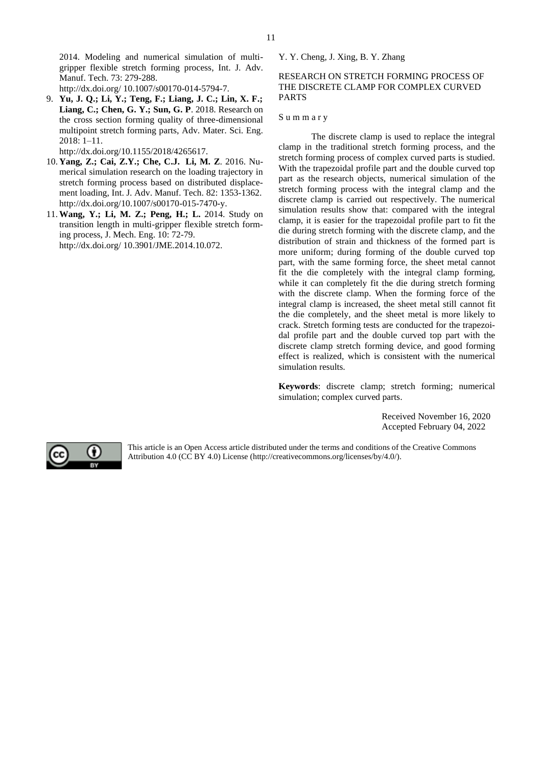2014. Modeling and numerical simulation of multi-gripper flexible stretch forming process, Int. J. Adv. Manuf. Tech. 73: 279-288.
http://dx.doi.org/ 10.1007/s00170-014-5794-7.

9. **Yu, J. Q.; Li, Y.; Teng, F.; Liang, J. C.; Lin, X. F.; Liang, C.; Chen, G. Y.; Sun, G. P**. 2018. Research on the cross section forming quality of three-dimensional multipoint stretch forming parts, Adv. Mater. Sci. Eng. 2018: 1–11.
http://dx.doi.org/10.1155/2018/4265617.

10. **Yang, Z.; Cai, Z.Y.; Che, C.J. Li, M. Z**. 2016. Numerical simulation research on the loading trajectory in stretch forming process based on distributed displacement loading, Int. J. Adv. Manuf. Tech. 82: 1353-1362.
http://dx.doi.org/10.1007/s00170-015-7470-y.

11. **Wang, Y.; Li, M. Z.; Peng, H.; L.** 2014. Study on transition length in multi-gripper flexible stretch forming process, J. Mech. Eng. 10: 72-79.
http://dx.doi.org/ 10.3901/JME.2014.10.072.

Y. Y. Cheng, J. Xing, B. Y. Zhang

RESEARCH ON STRETCH FORMING PROCESS OF THE DISCRETE CLAMP FOR COMPLEX CURVED PARTS

S u m m a r y

The discrete clamp is used to replace the integral clamp in the traditional stretch forming process, and the stretch forming process of complex curved parts is studied. With the trapezoidal profile part and the double curved top part as the research objects, numerical simulation of the stretch forming process with the integral clamp and the discrete clamp is carried out respectively. The numerical simulation results show that: compared with the integral clamp, it is easier for the trapezoidal profile part to fit the die during stretch forming with the discrete clamp, and the distribution of strain and thickness of the formed part is more uniform; during forming of the double curved top part, with the same forming force, the sheet metal cannot fit the die completely with the integral clamp forming, while it can completely fit the die during stretch forming with the discrete clamp. When the forming force of the integral clamp is increased, the sheet metal still cannot fit the die completely, and the sheet metal is more likely to crack. Stretch forming tests are conducted for the trapezoidal profile part and the double curved top part with the discrete clamp stretch forming device, and good forming effect is realized, which is consistent with the numerical simulation results.

**Keywords**: discrete clamp; stretch forming; numerical simulation; complex curved parts.

Received November 16, 2020
Accepted February 04, 2022

This article is an Open Access article distributed under the terms and conditions of the Creative Commons Attribution 4.0 (CC BY 4.0) License (http://creativecommons.org/licenses/by/4.0/).